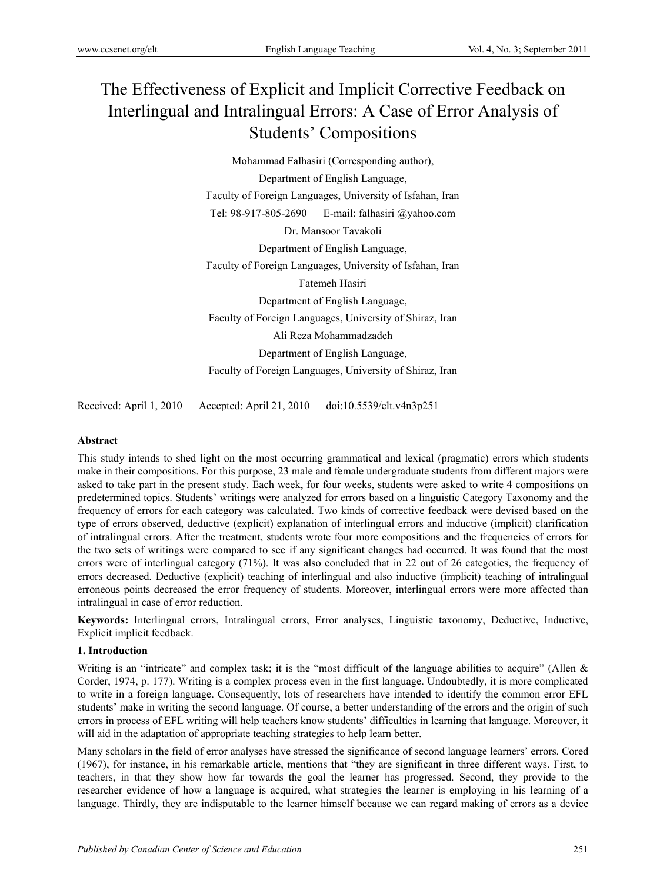# The Effectiveness of Explicit and Implicit Corrective Feedback on Interlingual and Intralingual Errors: A Case of Error Analysis of Students' Compositions

Mohammad Falhasiri (Corresponding author),

Department of English Language,

Faculty of Foreign Languages, University of Isfahan, Iran

Tel: 98-917-805-2690 E-mail: falhasiri @yahoo.com

Dr. Mansoor Tavakoli

Department of English Language,

Faculty of Foreign Languages, University of Isfahan, Iran

Fatemeh Hasiri

Department of English Language,

Faculty of Foreign Languages, University of Shiraz, Iran

Ali Reza Mohammadzadeh

Department of English Language,

Faculty of Foreign Languages, University of Shiraz, Iran

Received: April 1, 2010 Accepted: April 21, 2010 doi:10.5539/elt.v4n3p251

**Abstract**

This study intends to shed light on the most occurring grammatical and lexical (pragmatic) errors which students make in their compositions. For this purpose, 23 male and female undergraduate students from different majors were asked to take part in the present study. Each week, for four weeks, students were asked to write 4 compositions on predetermined topics. Students' writings were analyzed for errors based on a linguistic Category Taxonomy and the frequency of errors for each category was calculated. Two kinds of corrective feedback were devised based on the type of errors observed, deductive (explicit) explanation of interlingual errors and inductive (implicit) clarification of intralingual errors. After the treatment, students wrote four more compositions and the frequencies of errors for the two sets of writings were compared to see if any significant changes had occurred. It was found that the most errors were of interlingual category (71%). It was also concluded that in 22 out of 26 categories, the frequency of errors decreased. Deductive (explicit) teaching of interlingual and also inductive (implicit) teaching of intralingual erroneous points decreased the error frequency of students. Moreover, interlingual errors were more affected than intralingual in case of error reduction.

**Keywords:** Interlingual errors, Intralingual errors, Error analyses, Linguistic taxonomy, Deductive, Inductive, Explicit implicit feedback.

## 1. Introduction

Writing is an "intricate" and complex task; it is the "most difficult of the language abilities to acquire" (Allen & Corder, 1974, p. 177). Writing is a complex process even in the first language. Undoubtedly, it is more complicated to write in a foreign language. Consequently, lots of researchers have intended to identify the common error EFL students' make in writing the second language. Of course, a better understanding of the errors and the origin of such errors in process of EFL writing will help teachers know students' difficulties in learning that language. Moreover, it will aid in the adaptation of appropriate teaching strategies to help learn better.

Many scholars in the field of error analyses have stressed the significance of second language learners' errors. Cored (1967), for instance, in his remarkable article, mentions that "they are significant in three different ways. First, to teachers, in that they show how far towards the goal the learner has progressed. Second, they provide to the researcher evidence of how a language is acquired, what strategies the learner is employing in his learning of a language. Thirdly, they are indisputable to the learner himself because we can regard making of errors as a device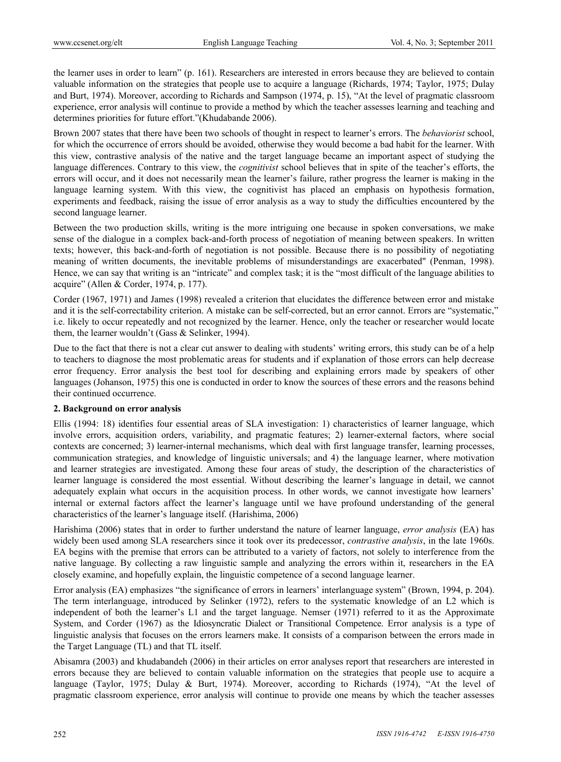the learner uses in order to learn" (p. 161). Researchers are interested in errors because they are believed to contain valuable information on the strategies that people use to acquire a language (Richards, 1974; Taylor, 1975; Dulay and Burt, 1974). Moreover, according to Richards and Sampson (1974, p. 15), "At the level of pragmatic classroom experience, error analysis will continue to provide a method by which the teacher assesses learning and teaching and determines priorities for future effort."(Khudabande 2006).

Brown 2007 states that there have been two schools of thought in respect to learner's errors. The *behaviorist* school, for which the occurrence of errors should be avoided, otherwise they would become a bad habit for the learner. With this view, contrastive analysis of the native and the target language became an important aspect of studying the language differences. Contrary to this view, the *cognitivist* school believes that in spite of the teacher's efforts, the errors will occur, and it does not necessarily mean the learner's failure, rather progress the learner is making in the language learning system. With this view, the cognitivist has placed an emphasis on hypothesis formation, experiments and feedback, raising the issue of error analysis as a way to study the difficulties encountered by the second language learner.

Between the two production skills, writing is the more intriguing one because in spoken conversations, we make sense of the dialogue in a complex back-and-forth process of negotiation of meaning between speakers. In written texts; however, this back-and-forth of negotiation is not possible. Because there is no possibility of negotiating meaning of written documents, the inevitable problems of misunderstandings are exacerbated" (Penman, 1998). Hence, we can say that writing is an "intricate" and complex task; it is the "most difficult of the language abilities to acquire" (Allen & Corder, 1974, p. 177).

Corder (1967, 1971) and James (1998) revealed a criterion that elucidates the difference between error and mistake and it is the self-correctability criterion. A mistake can be self-corrected, but an error cannot. Errors are "systematic," i.e. likely to occur repeatedly and not recognized by the learner. Hence, only the teacher or researcher would locate them, the learner wouldn't (Gass & Selinker, 1994).

Due to the fact that there is not a clear cut answer to dealing with students' writing errors, this study can be of a help to teachers to diagnose the most problematic areas for students and if explanation of those errors can help decrease error frequency. Error analysis the best tool for describing and explaining errors made by speakers of other languages (Johanson, 1975) this one is conducted in order to know the sources of these errors and the reasons behind their continued occurrence.

## 2. Background on error analysis

Ellis (1994: 18) identifies four essential areas of SLA investigation: 1) characteristics of learner language, which involve errors, acquisition orders, variability, and pragmatic features; 2) learner-external factors, where social contexts are concerned; 3) learner-internal mechanisms, which deal with first language transfer, learning processes, communication strategies, and knowledge of linguistic universals; and 4) the language learner, where motivation and learner strategies are investigated. Among these four areas of study, the description of the characteristics of learner language is considered the most essential. Without describing the learner's language in detail, we cannot adequately explain what occurs in the acquisition process. In other words, we cannot investigate how learners' internal or external factors affect the learner's language until we have profound understanding of the general characteristics of the learner's language itself. (Harishima, 2006)

Harishima (2006) states that in order to further understand the nature of learner language, *error analysis* (EA) has widely been used among SLA researchers since it took over its predecessor, *contrastive analysis*, in the late 1960s. EA begins with the premise that errors can be attributed to a variety of factors, not solely to interference from the native language. By collecting a raw linguistic sample and analyzing the errors within it, researchers in the EA closely examine, and hopefully explain, the linguistic competence of a second language learner.

Error analysis (EA) emphasizes "the significance of errors in learners' interlanguage system" (Brown, 1994, p. 204). The term interlanguage, introduced by Selinker (1972), refers to the systematic knowledge of an L2 which is independent of both the learner's L1 and the target language. Nemser (1971) referred to it as the Approximate System, and Corder (1967) as the Idiosyncratic Dialect or Transitional Competence. Error analysis is a type of linguistic analysis that focuses on the errors learners make. It consists of a comparison between the errors made in the Target Language (TL) and that TL itself.

Abisamra (2003) and khudabandeh (2006) in their articles on error analyses report that researchers are interested in errors because they are believed to contain valuable information on the strategies that people use to acquire a language (Taylor, 1975; Dulay & Burt, 1974). Moreover, according to Richards (1974), "At the level of pragmatic classroom experience, error analysis will continue to provide one means by which the teacher assesses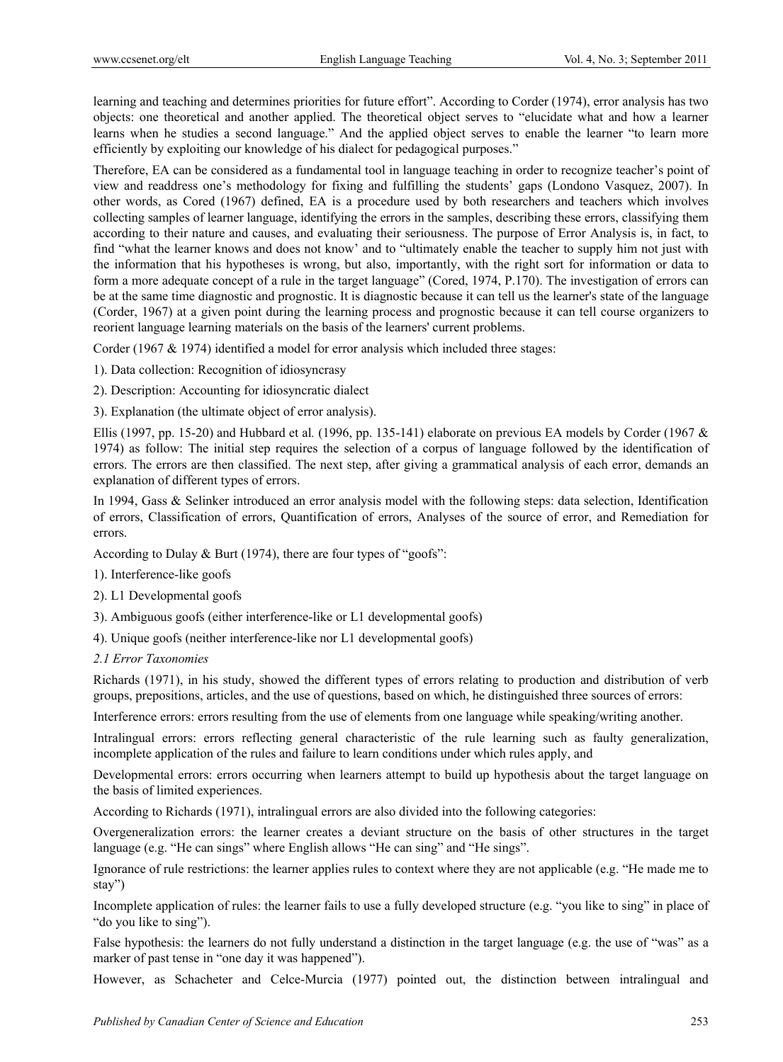learning and teaching and determines priorities for future effort". According to Corder (1974), error analysis has two objects: one theoretical and another applied. The theoretical object serves to "elucidate what and how a learner learns when he studies a second language." And the applied object serves to enable the learner "to learn more efficiently by exploiting our knowledge of his dialect for pedagogical purposes."

Therefore, EA can be considered as a fundamental tool in language teaching in order to recognize teacher's point of view and readdress one's methodology for fixing and fulfilling the students' gaps (Londono Vasquez, 2007). In other words, as Cored (1967) defined, EA is a procedure used by both researchers and teachers which involves collecting samples of learner language, identifying the errors in the samples, describing these errors, classifying them according to their nature and causes, and evaluating their seriousness. The purpose of Error Analysis is, in fact, to find "what the learner knows and does not know' and to "ultimately enable the teacher to supply him not just with the information that his hypotheses is wrong, but also, importantly, with the right sort for information or data to form a more adequate concept of a rule in the target language" (Cored, 1974, P.170). The investigation of errors can be at the same time diagnostic and prognostic. It is diagnostic because it can tell us the learner's state of the language (Corder, 1967) at a given point during the learning process and prognostic because it can tell course organizers to reorient language learning materials on the basis of the learners' current problems.

Corder (1967 & 1974) identified a model for error analysis which included three stages:

1). Data collection: Recognition of idiosyncrasy

2). Description: Accounting for idiosyncratic dialect

3). Explanation (the ultimate object of error analysis).

Ellis (1997, pp. 15-20) and Hubbard et al*.* (1996, pp. 135-141) elaborate on previous EA models by Corder (1967 & 1974) as follow: The initial step requires the selection of a corpus of language followed by the identification of errors. The errors are then classified. The next step, after giving a grammatical analysis of each error, demands an explanation of different types of errors.

In 1994, Gass & Selinker introduced an error analysis model with the following steps: data selection, Identification of errors, Classification of errors, Quantification of errors, Analyses of the source of error, and Remediation for errors.

According to Dulay & Burt (1974), there are four types of "goofs":

1). Interference-like goofs

2). L1 Developmental goofs

3). Ambiguous goofs (either interference-like or L1 developmental goofs)

4). Unique goofs (neither interference-like nor L1 developmental goofs)

### *2.1 Error Taxonomies*

Richards (1971), in his study, showed the different types of errors relating to production and distribution of verb groups, prepositions, articles, and the use of questions, based on which, he distinguished three sources of errors:

Interference errors: errors resulting from the use of elements from one language while speaking/writing another.

Intralingual errors: errors reflecting general characteristic of the rule learning such as faulty generalization, incomplete application of the rules and failure to learn conditions under which rules apply, and

Developmental errors: errors occurring when learners attempt to build up hypothesis about the target language on the basis of limited experiences.

According to Richards (1971), intralingual errors are also divided into the following categories:

Overgeneralization errors: the learner creates a deviant structure on the basis of other structures in the target language (e.g. "He can sings" where English allows "He can sing" and "He sings".

Ignorance of rule restrictions: the learner applies rules to context where they are not applicable (e.g. "He made me to stay")

Incomplete application of rules: the learner fails to use a fully developed structure (e.g. "you like to sing" in place of "do you like to sing").

False hypothesis: the learners do not fully understand a distinction in the target language (e.g. the use of "was" as a marker of past tense in "one day it was happened").

However, as Schacheter and Celce-Murcia (1977) pointed out, the distinction between intralingual and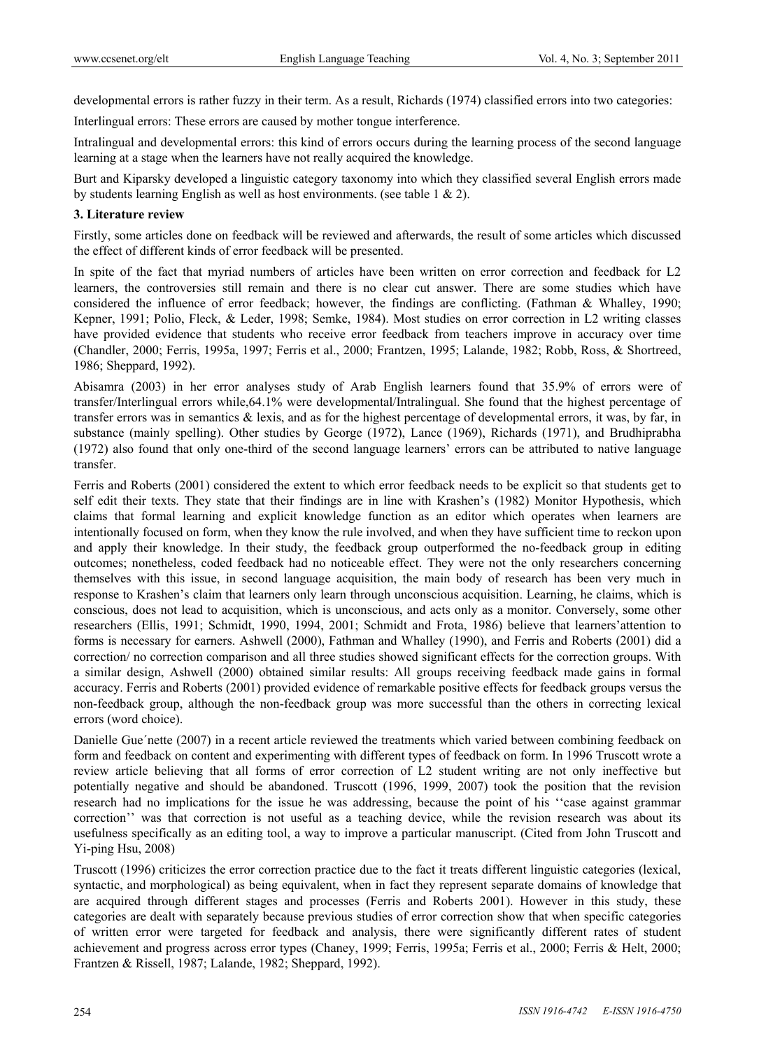developmental errors is rather fuzzy in their term. As a result, Richards (1974) classified errors into two categories:

Interlingual errors: These errors are caused by mother tongue interference.

Intralingual and developmental errors: this kind of errors occurs during the learning process of the second language learning at a stage when the learners have not really acquired the knowledge.

Burt and Kiparsky developed a linguistic category taxonomy into which they classified several English errors made by students learning English as well as host environments. (see table 1 & 2).

## 3. Literature review

Firstly, some articles done on feedback will be reviewed and afterwards, the result of some articles which discussed the effect of different kinds of error feedback will be presented.

In spite of the fact that myriad numbers of articles have been written on error correction and feedback for L2 learners, the controversies still remain and there is no clear cut answer. There are some studies which have considered the influence of error feedback; however, the findings are conflicting. (Fathman & Whalley, 1990; Kepner, 1991; Polio, Fleck, & Leder, 1998; Semke, 1984). Most studies on error correction in L2 writing classes have provided evidence that students who receive error feedback from teachers improve in accuracy over time (Chandler, 2000; Ferris, 1995a, 1997; Ferris et al., 2000; Frantzen, 1995; Lalande, 1982; Robb, Ross, & Shortreed, 1986; Sheppard, 1992).

Abisamra (2003) in her error analyses study of Arab English learners found that 35.9% of errors were of transfer/Interlingual errors while,64.1% were developmental/Intralingual. She found that the highest percentage of transfer errors was in semantics & lexis, and as for the highest percentage of developmental errors, it was, by far, in substance (mainly spelling). Other studies by George (1972), Lance (1969), Richards (1971), and Brudhiprabha (1972) also found that only one-third of the second language learners' errors can be attributed to native language transfer.

Ferris and Roberts (2001) considered the extent to which error feedback needs to be explicit so that students get to self edit their texts. They state that their findings are in line with Krashen's (1982) Monitor Hypothesis, which claims that formal learning and explicit knowledge function as an editor which operates when learners are intentionally focused on form, when they know the rule involved, and when they have sufficient time to reckon upon and apply their knowledge. In their study, the feedback group outperformed the no-feedback group in editing outcomes; nonetheless, coded feedback had no noticeable effect. They were not the only researchers concerning themselves with this issue, in second language acquisition, the main body of research has been very much in response to Krashen's claim that learners only learn through unconscious acquisition. Learning, he claims, which is conscious, does not lead to acquisition, which is unconscious, and acts only as a monitor. Conversely, some other researchers (Ellis, 1991; Schmidt, 1990, 1994, 2001; Schmidt and Frota, 1986) believe that learners'attention to forms is necessary for earners. Ashwell (2000), Fathman and Whalley (1990), and Ferris and Roberts (2001) did a correction/ no correction comparison and all three studies showed significant effects for the correction groups. With a similar design, Ashwell (2000) obtained similar results: All groups receiving feedback made gains in formal accuracy. Ferris and Roberts (2001) provided evidence of remarkable positive effects for feedback groups versus the non-feedback group, although the non-feedback group was more successful than the others in correcting lexical errors (word choice).

Danielle Gue´nette (2007) in a recent article reviewed the treatments which varied between combining feedback on form and feedback on content and experimenting with different types of feedback on form. In 1996 Truscott wrote a review article believing that all forms of error correction of L2 student writing are not only ineffective but potentially negative and should be abandoned. Truscott (1996, 1999, 2007) took the position that the revision research had no implications for the issue he was addressing, because the point of his ''case against grammar correction'' was that correction is not useful as a teaching device, while the revision research was about its usefulness specifically as an editing tool, a way to improve a particular manuscript. (Cited from John Truscott and Yi-ping Hsu, 2008)

Truscott (1996) criticizes the error correction practice due to the fact it treats different linguistic categories (lexical, syntactic, and morphological) as being equivalent, when in fact they represent separate domains of knowledge that are acquired through different stages and processes (Ferris and Roberts 2001). However in this study, these categories are dealt with separately because previous studies of error correction show that when specific categories of written error were targeted for feedback and analysis, there were significantly different rates of student achievement and progress across error types (Chaney, 1999; Ferris, 1995a; Ferris et al., 2000; Ferris & Helt, 2000; Frantzen & Rissell, 1987; Lalande, 1982; Sheppard, 1992).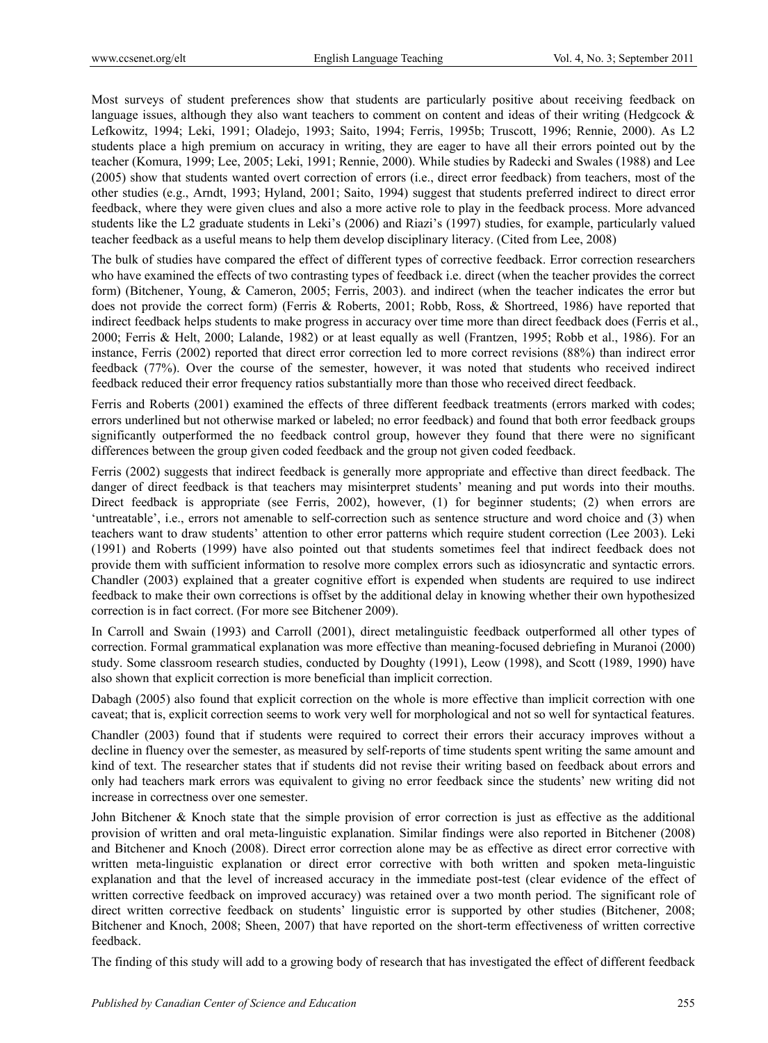Most surveys of student preferences show that students are particularly positive about receiving feedback on language issues, although they also want teachers to comment on content and ideas of their writing (Hedgcock & Lefkowitz, 1994; Leki, 1991; Oladejo, 1993; Saito, 1994; Ferris, 1995b; Truscott, 1996; Rennie, 2000). As L2 students place a high premium on accuracy in writing, they are eager to have all their errors pointed out by the teacher (Komura, 1999; Lee, 2005; Leki, 1991; Rennie, 2000). While studies by Radecki and Swales (1988) and Lee (2005) show that students wanted overt correction of errors (i.e., direct error feedback) from teachers, most of the other studies (e.g., Arndt, 1993; Hyland, 2001; Saito, 1994) suggest that students preferred indirect to direct error feedback, where they were given clues and also a more active role to play in the feedback process. More advanced students like the L2 graduate students in Leki's (2006) and Riazi's (1997) studies, for example, particularly valued teacher feedback as a useful means to help them develop disciplinary literacy. (Cited from Lee, 2008)

The bulk of studies have compared the effect of different types of corrective feedback. Error correction researchers who have examined the effects of two contrasting types of feedback i.e. direct (when the teacher provides the correct form) (Bitchener, Young, & Cameron, 2005; Ferris, 2003). and indirect (when the teacher indicates the error but does not provide the correct form) (Ferris & Roberts, 2001; Robb, Ross, & Shortreed, 1986) have reported that indirect feedback helps students to make progress in accuracy over time more than direct feedback does (Ferris et al., 2000; Ferris & Helt, 2000; Lalande, 1982) or at least equally as well (Frantzen, 1995; Robb et al., 1986). For an instance, Ferris (2002) reported that direct error correction led to more correct revisions (88%) than indirect error feedback (77%). Over the course of the semester, however, it was noted that students who received indirect feedback reduced their error frequency ratios substantially more than those who received direct feedback.

Ferris and Roberts (2001) examined the effects of three different feedback treatments (errors marked with codes; errors underlined but not otherwise marked or labeled; no error feedback) and found that both error feedback groups significantly outperformed the no feedback control group, however they found that there were no significant differences between the group given coded feedback and the group not given coded feedback.

Ferris (2002) suggests that indirect feedback is generally more appropriate and effective than direct feedback. The danger of direct feedback is that teachers may misinterpret students' meaning and put words into their mouths. Direct feedback is appropriate (see Ferris, 2002), however, (1) for beginner students; (2) when errors are 'untreatable', i.e., errors not amenable to self-correction such as sentence structure and word choice and (3) when teachers want to draw students' attention to other error patterns which require student correction (Lee 2003). Leki (1991) and Roberts (1999) have also pointed out that students sometimes feel that indirect feedback does not provide them with sufficient information to resolve more complex errors such as idiosyncratic and syntactic errors. Chandler (2003) explained that a greater cognitive effort is expended when students are required to use indirect feedback to make their own corrections is offset by the additional delay in knowing whether their own hypothesized correction is in fact correct. (For more see Bitchener 2009).

In Carroll and Swain (1993) and Carroll (2001), direct metalinguistic feedback outperformed all other types of correction. Formal grammatical explanation was more effective than meaning-focused debriefing in Muranoi (2000) study. Some classroom research studies, conducted by Doughty (1991), Leow (1998), and Scott (1989, 1990) have also shown that explicit correction is more beneficial than implicit correction.

Dabagh (2005) also found that explicit correction on the whole is more effective than implicit correction with one caveat; that is, explicit correction seems to work very well for morphological and not so well for syntactical features.

Chandler (2003) found that if students were required to correct their errors their accuracy improves without a decline in fluency over the semester, as measured by self-reports of time students spent writing the same amount and kind of text. The researcher states that if students did not revise their writing based on feedback about errors and only had teachers mark errors was equivalent to giving no error feedback since the students' new writing did not increase in correctness over one semester.

John Bitchener & Knoch state that the simple provision of error correction is just as effective as the additional provision of written and oral meta-linguistic explanation. Similar findings were also reported in Bitchener (2008) and Bitchener and Knoch (2008). Direct error correction alone may be as effective as direct error corrective with written meta-linguistic explanation or direct error corrective with both written and spoken meta-linguistic explanation and that the level of increased accuracy in the immediate post-test (clear evidence of the effect of written corrective feedback on improved accuracy) was retained over a two month period. The significant role of direct written corrective feedback on students' linguistic error is supported by other studies (Bitchener, 2008; Bitchener and Knoch, 2008; Sheen, 2007) that have reported on the short-term effectiveness of written corrective feedback.

The finding of this study will add to a growing body of research that has investigated the effect of different feedback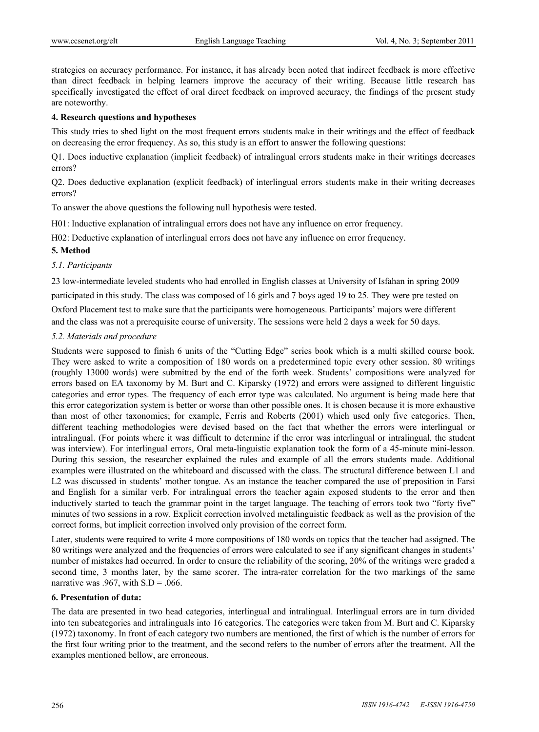strategies on accuracy performance. For instance, it has already been noted that indirect feedback is more effective than direct feedback in helping learners improve the accuracy of their writing. Because little research has specifically investigated the effect of oral direct feedback on improved accuracy, the findings of the present study are noteworthy.

## 4. Research questions and hypotheses

This study tries to shed light on the most frequent errors students make in their writings and the effect of feedback on decreasing the error frequency. As so, this study is an effort to answer the following questions:

Q1. Does inductive explanation (implicit feedback) of intralingual errors students make in their writings decreases errors?

Q2. Does deductive explanation (explicit feedback) of interlingual errors students make in their writing decreases errors?

To answer the above questions the following null hypothesis were tested.

H01: Inductive explanation of intralingual errors does not have any influence on error frequency.

H02: Deductive explanation of interlingual errors does not have any influence on error frequency.

## 5. Method

### *5.1. Participants*

23 low-intermediate leveled students who had enrolled in English classes at University of Isfahan in spring 2009 participated in this study. The class was composed of 16 girls and 7 boys aged 19 to 25. They were pre tested on Oxford Placement test to make sure that the participants were homogeneous. Participants' majors were different and the class was not a prerequisite course of university. The sessions were held 2 days a week for 50 days.

### *5.2. Materials and procedure*

Students were supposed to finish 6 units of the "Cutting Edge" series book which is a multi skilled course book. They were asked to write a composition of 180 words on a predetermined topic every other session. 80 writings (roughly 13000 words) were submitted by the end of the forth week. Students' compositions were analyzed for errors based on EA taxonomy by M. Burt and C. Kiparsky (1972) and errors were assigned to different linguistic categories and error types. The frequency of each error type was calculated. No argument is being made here that this error categorization system is better or worse than other possible ones. It is chosen because it is more exhaustive than most of other taxonomies; for example, Ferris and Roberts (2001) which used only five categories. Then, different teaching methodologies were devised based on the fact that whether the errors were interlingual or intralingual. (For points where it was difficult to determine if the error was interlingual or intralingual, the student was interview). For interlingual errors, Oral meta-linguistic explanation took the form of a 45-minute mini-lesson. During this session, the researcher explained the rules and example of all the errors students made. Additional examples were illustrated on the whiteboard and discussed with the class. The structural difference between L1 and L2 was discussed in students' mother tongue. As an instance the teacher compared the use of preposition in Farsi and English for a similar verb. For intralingual errors the teacher again exposed students to the error and then inductively started to teach the grammar point in the target language. The teaching of errors took two "forty five" minutes of two sessions in a row. Explicit correction involved metalinguistic feedback as well as the provision of the correct forms, but implicit correction involved only provision of the correct form.

Later, students were required to write 4 more compositions of 180 words on topics that the teacher had assigned. The 80 writings were analyzed and the frequencies of errors were calculated to see if any significant changes in students' number of mistakes had occurred. In order to ensure the reliability of the scoring, 20% of the writings were graded a second time, 3 months later, by the same scorer. The intra-rater correlation for the two markings of the same narrative was .967, with S.D = .066.

## 6. Presentation of data:

The data are presented in two head categories, interlingual and intralingual. Interlingual errors are in turn divided into ten subcategories and intralinguals into 16 categories. The categories were taken from M. Burt and C. Kiparsky (1972) taxonomy. In front of each category two numbers are mentioned, the first of which is the number of errors for the first four writing prior to the treatment, and the second refers to the number of errors after the treatment. All the examples mentioned bellow, are erroneous.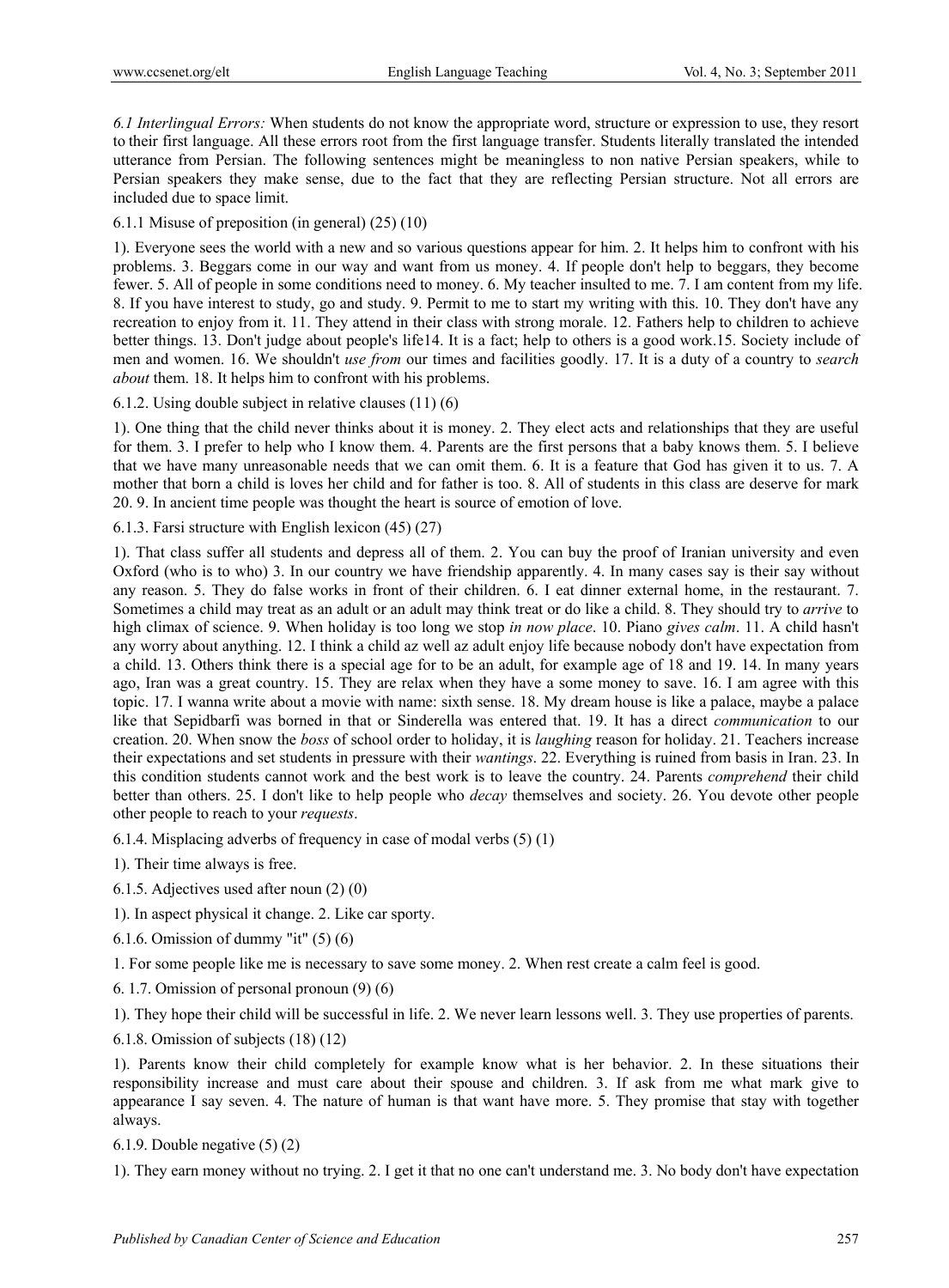*6.1 Interlingual Errors:* When students do not know the appropriate word, structure or expression to use, they resort to their first language. All these errors root from the first language transfer. Students literally translated the intended utterance from Persian. The following sentences might be meaningless to non native Persian speakers, while to Persian speakers they make sense, due to the fact that they are reflecting Persian structure. Not all errors are included due to space limit.

6.1.1 Misuse of preposition (in general) (25) (10)

1). Everyone sees the world with a new and so various questions appear for him. 2. It helps him to confront with his problems. 3. Beggars come in our way and want from us money. 4. If people don't help to beggars, they become fewer. 5. All of people in some conditions need to money. 6. My teacher insulted to me. 7. I am content from my life. 8. If you have interest to study, go and study. 9. Permit to me to start my writing with this. 10. They don't have any recreation to enjoy from it. 11. They attend in their class with strong morale. 12. Fathers help to children to achieve better things. 13. Don't judge about people's life14. It is a fact; help to others is a good work.15. Society include of men and women. 16. We shouldn't *use from* our times and facilities goodly. 17. It is a duty of a country to *search about* them. 18. It helps him to confront with his problems.

6.1.2. Using double subject in relative clauses (11) (6)

1). One thing that the child never thinks about it is money. 2. They elect acts and relationships that they are useful for them. 3. I prefer to help who I know them. 4. Parents are the first persons that a baby knows them. 5. I believe that we have many unreasonable needs that we can omit them. 6. It is a feature that God has given it to us. 7. A mother that born a child is loves her child and for father is too. 8. All of students in this class are deserve for mark 20. 9. In ancient time people was thought the heart is source of emotion of love.

6.1.3. Farsi structure with English lexicon (45) (27)

1). That class suffer all students and depress all of them. 2. You can buy the proof of Iranian university and even Oxford (who is to who) 3. In our country we have friendship apparently. 4. In many cases say is their say without any reason. 5. They do false works in front of their children. 6. I eat dinner external home, in the restaurant. 7. Sometimes a child may treat as an adult or an adult may think treat or do like a child. 8. They should try to *arrive* to high climax of science. 9. When holiday is too long we stop *in now place*. 10. Piano *gives calm*. 11. A child hasn't any worry about anything. 12. I think a child az well az adult enjoy life because nobody don't have expectation from a child. 13. Others think there is a special age for to be an adult, for example age of 18 and 19. 14. In many years ago, Iran was a great country. 15. They are relax when they have a some money to save. 16. I am agree with this topic. 17. I wanna write about a movie with name: sixth sense. 18. My dream house is like a palace, maybe a palace like that Sepidbarfi was borned in that or Sinderella was entered that. 19. It has a direct *communication* to our creation. 20. When snow the *boss* of school order to holiday, it is *laughing* reason for holiday. 21. Teachers increase their expectations and set students in pressure with their *wantings*. 22. Everything is ruined from basis in Iran. 23. In this condition students cannot work and the best work is to leave the country. 24. Parents *comprehend* their child better than others. 25. I don't like to help people who *decay* themselves and society. 26. You devote other people other people to reach to your *requests*.

6.1.4. Misplacing adverbs of frequency in case of modal verbs (5) (1)

1). Their time always is free.

6.1.5. Adjectives used after noun (2) (0)

1). In aspect physical it change. 2. Like car sporty.

6.1.6. Omission of dummy "it" (5) (6)

1. For some people like me is necessary to save some money. 2. When rest create a calm feel is good.

6. 1.7. Omission of personal pronoun (9) (6)

1). They hope their child will be successful in life. 2. We never learn lessons well. 3. They use properties of parents.

6.1.8. Omission of subjects (18) (12)

1). Parents know their child completely for example know what is her behavior. 2. In these situations their responsibility increase and must care about their spouse and children. 3. If ask from me what mark give to appearance I say seven. 4. The nature of human is that want have more. 5. They promise that stay with together always.

6.1.9. Double negative (5) (2)

1). They earn money without no trying. 2. I get it that no one can't understand me. 3. No body don't have expectation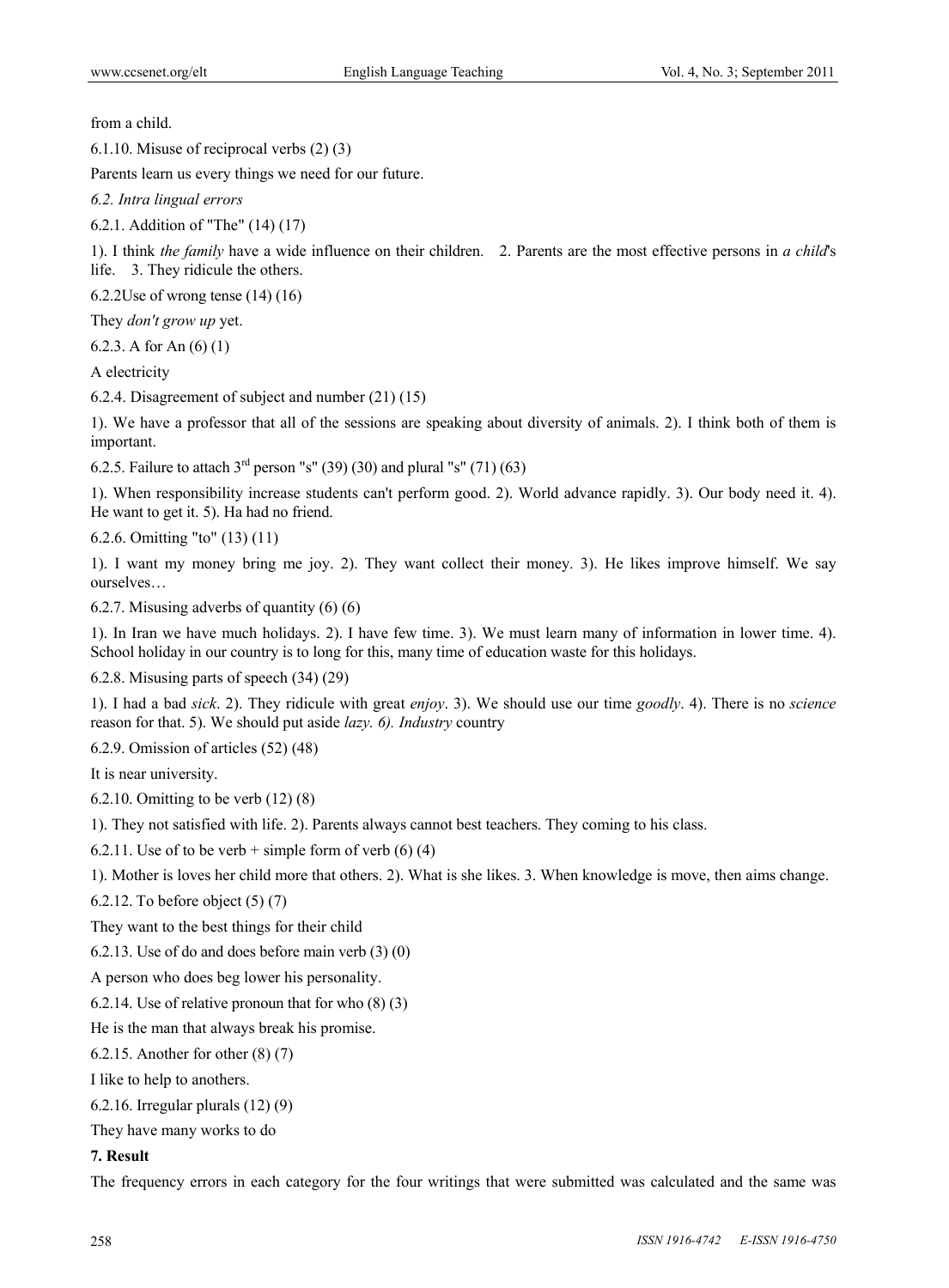from a child.

6.1.10. Misuse of reciprocal verbs (2) (3)

Parents learn us every things we need for our future.

*6.2. Intra lingual errors*

6.2.1. Addition of "The" (14) (17)

1). I think *the family* have a wide influence on their children. 2. Parents are the most effective persons in *a child*'s life. 3. They ridicule the others.

6.2.2Use of wrong tense (14) (16)

They *don't grow up* yet.

6.2.3. A for An (6) (1)

A electricity

6.2.4. Disagreement of subject and number (21) (15)

1). We have a professor that all of the sessions are speaking about diversity of animals. 2). I think both of them is important.

6.2.5. Failure to attach 3rd person "s" (39) (30) and plural "s" (71) (63)

1). When responsibility increase students can't perform good. 2). World advance rapidly. 3). Our body need it. 4). He want to get it. 5). Ha had no friend.

6.2.6. Omitting "to" (13) (11)

1). I want my money bring me joy. 2). They want collect their money. 3). He likes improve himself. We say ourselves…

6.2.7. Misusing adverbs of quantity (6) (6)

1). In Iran we have much holidays. 2). I have few time. 3). We must learn many of information in lower time. 4). School holiday in our country is to long for this, many time of education waste for this holidays.

6.2.8. Misusing parts of speech (34) (29)

1). I had a bad *sick*. 2). They ridicule with great *enjoy*. 3). We should use our time *goodly*. 4). There is no *science* reason for that. 5). We should put aside *lazy. 6). Industry* country

6.2.9. Omission of articles (52) (48)

It is near university.

6.2.10. Omitting to be verb (12) (8)

1). They not satisfied with life. 2). Parents always cannot best teachers. They coming to his class.

6.2.11. Use of to be verb + simple form of verb (6) (4)

1). Mother is loves her child more that others. 2). What is she likes. 3. When knowledge is move, then aims change.

6.2.12. To before object (5) (7)

They want to the best things for their child

6.2.13. Use of do and does before main verb (3) (0)

A person who does beg lower his personality.

6.2.14. Use of relative pronoun that for who (8) (3)

He is the man that always break his promise.

6.2.15. Another for other (8) (7)

I like to help to anothers.

6.2.16. Irregular plurals (12) (9)

They have many works to do

**7. Result**

The frequency errors in each category for the four writings that were submitted was calculated and the same was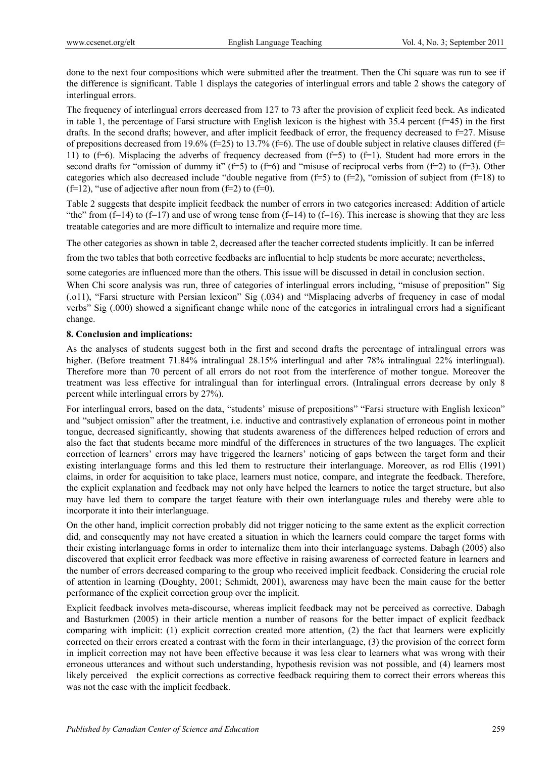done to the next four compositions which were submitted after the treatment. Then the Chi square was run to see if the difference is significant. Table 1 displays the categories of interlingual errors and table 2 shows the category of interlingual errors.

The frequency of interlingual errors decreased from 127 to 73 after the provision of explicit feed beck. As indicated in table 1, the percentage of Farsi structure with English lexicon is the highest with 35.4 percent (f=45) in the first drafts. In the second drafts; however, and after implicit feedback of error, the frequency decreased to f=27. Misuse of prepositions decreased from 19.6% (f=25) to 13.7% (f=6). The use of double subject in relative clauses differed (f= 11) to (f=6). Misplacing the adverbs of frequency decreased from (f=5) to (f=1). Student had more errors in the second drafts for "omission of dummy it" (f=5) to (f=6) and "misuse of reciprocal verbs from (f=2) to (f=3). Other categories which also decreased include "double negative from (f=5) to (f=2), "omission of subject from (f=18) to (f=12), "use of adjective after noun from (f=2) to (f=0).

Table 2 suggests that despite implicit feedback the number of errors in two categories increased: Addition of article "the" from (f=14) to (f=17) and use of wrong tense from (f=14) to (f=16). This increase is showing that they are less treatable categories and are more difficult to internalize and require more time.

The other categories as shown in table 2, decreased after the teacher corrected students implicitly. It can be inferred from the two tables that both corrective feedbacks are influential to help students be more accurate; nevertheless, some categories are influenced more than the others. This issue will be discussed in detail in conclusion section.

When Chi score analysis was run, three of categories of interlingual errors including, "misuse of preposition" Sig (.o11), "Farsi structure with Persian lexicon" Sig (.034) and "Misplacing adverbs of frequency in case of modal verbs" Sig (.000) showed a significant change while none of the categories in intralingual errors had a significant change.

## 8. Conclusion and implications:

As the analyses of students suggest both in the first and second drafts the percentage of intralingual errors was higher. (Before treatment 71.84% intralingual 28.15% interlingual and after 78% intralingual 22% interlingual). Therefore more than 70 percent of all errors do not root from the interference of mother tongue. Moreover the treatment was less effective for intralingual than for interlingual errors. (Intralingual errors decrease by only 8 percent while interlingual errors by 27%).

For interlingual errors, based on the data, "students' misuse of prepositions" "Farsi structure with English lexicon" and "subject omission" after the treatment, i.e. inductive and contrastively explanation of erroneous point in mother tongue, decreased significantly, showing that students awareness of the differences helped reduction of errors and also the fact that students became more mindful of the differences in structures of the two languages. The explicit correction of learners' errors may have triggered the learners' noticing of gaps between the target form and their existing interlanguage forms and this led them to restructure their interlanguage. Moreover, as rod Ellis (1991) claims, in order for acquisition to take place, learners must notice, compare, and integrate the feedback. Therefore, the explicit explanation and feedback may not only have helped the learners to notice the target structure, but also may have led them to compare the target feature with their own interlanguage rules and thereby were able to incorporate it into their interlanguage.

On the other hand, implicit correction probably did not trigger noticing to the same extent as the explicit correction did, and consequently may not have created a situation in which the learners could compare the target forms with their existing interlanguage forms in order to internalize them into their interlanguage systems. Dabagh (2005) also discovered that explicit error feedback was more effective in raising awareness of corrected feature in learners and the number of errors decreased comparing to the group who received implicit feedback. Considering the crucial role of attention in learning (Doughty, 2001; Schmidt, 2001), awareness may have been the main cause for the better performance of the explicit correction group over the implicit.

Explicit feedback involves meta-discourse, whereas implicit feedback may not be perceived as corrective. Dabagh and Basturkmen (2005) in their article mention a number of reasons for the better impact of explicit feedback comparing with implicit: (1) explicit correction created more attention, (2) the fact that learners were explicitly corrected on their errors created a contrast with the form in their interlanguage, (3) the provision of the correct form in implicit correction may not have been effective because it was less clear to learners what was wrong with their erroneous utterances and without such understanding, hypothesis revision was not possible, and (4) learners most likely perceived the explicit corrections as corrective feedback requiring them to correct their errors whereas this was not the case with the implicit feedback.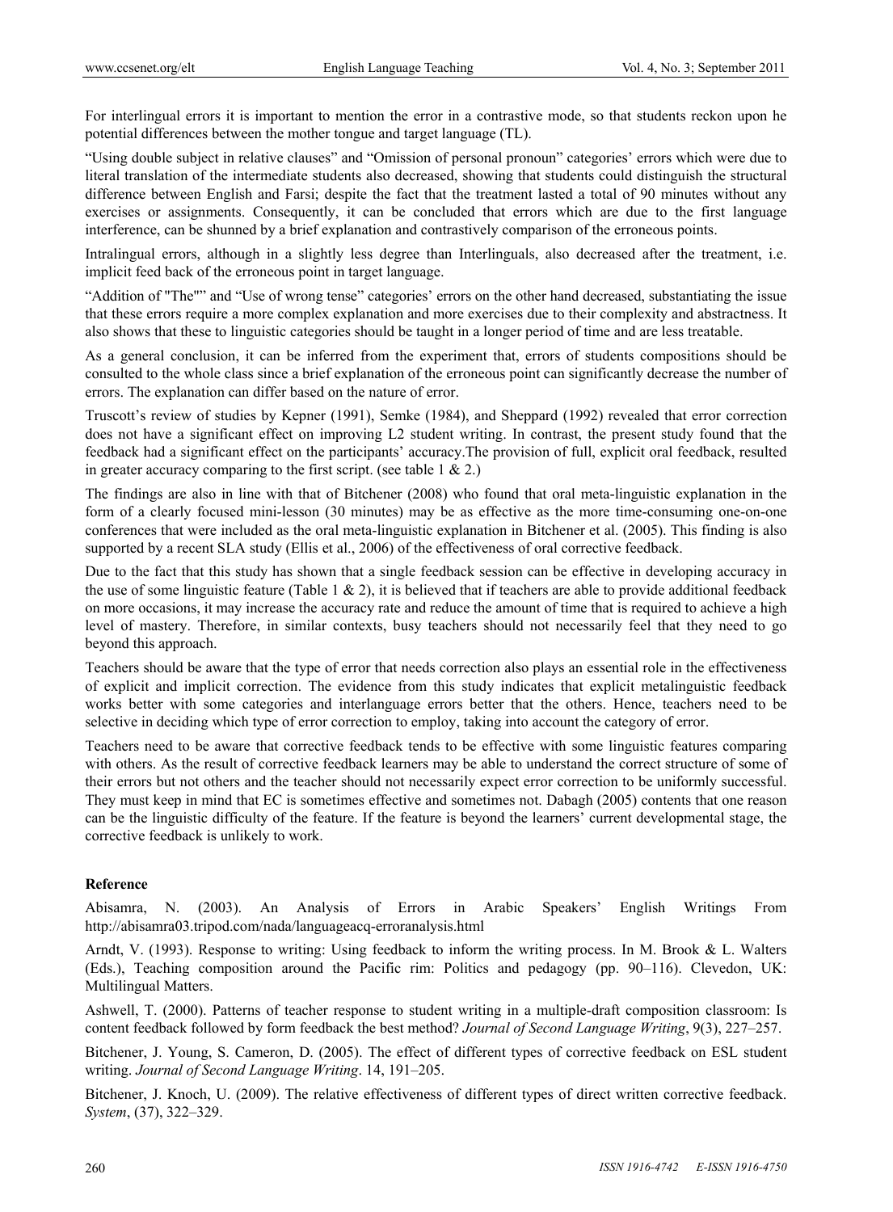For interlingual errors it is important to mention the error in a contrastive mode, so that students reckon upon he potential differences between the mother tongue and target language (TL).

“Using double subject in relative clauses” and “Omission of personal pronoun” categories’ errors which were due to literal translation of the intermediate students also decreased, showing that students could distinguish the structural difference between English and Farsi; despite the fact that the treatment lasted a total of 90 minutes without any exercises or assignments. Consequently, it can be concluded that errors which are due to the first language interference, can be shunned by a brief explanation and contrastively comparison of the erroneous points.

Intralingual errors, although in a slightly less degree than Interlinguals, also decreased after the treatment, i.e. implicit feed back of the erroneous point in target language.

“Addition of "The"” and “Use of wrong tense” categories’ errors on the other hand decreased, substantiating the issue that these errors require a more complex explanation and more exercises due to their complexity and abstractness. It also shows that these to linguistic categories should be taught in a longer period of time and are less treatable.

As a general conclusion, it can be inferred from the experiment that, errors of students compositions should be consulted to the whole class since a brief explanation of the erroneous point can significantly decrease the number of errors. The explanation can differ based on the nature of error.

Truscott’s review of studies by Kepner (1991), Semke (1984), and Sheppard (1992) revealed that error correction does not have a significant effect on improving L2 student writing. In contrast, the present study found that the feedback had a significant effect on the participants’ accuracy.The provision of full, explicit oral feedback, resulted in greater accuracy comparing to the first script. (see table 1 & 2.)

The findings are also in line with that of Bitchener (2008) who found that oral meta-linguistic explanation in the form of a clearly focused mini-lesson (30 minutes) may be as effective as the more time-consuming one-on-one conferences that were included as the oral meta-linguistic explanation in Bitchener et al. (2005). This finding is also supported by a recent SLA study (Ellis et al., 2006) of the effectiveness of oral corrective feedback.

Due to the fact that this study has shown that a single feedback session can be effective in developing accuracy in the use of some linguistic feature (Table 1 & 2), it is believed that if teachers are able to provide additional feedback on more occasions, it may increase the accuracy rate and reduce the amount of time that is required to achieve a high level of mastery. Therefore, in similar contexts, busy teachers should not necessarily feel that they need to go beyond this approach.

Teachers should be aware that the type of error that needs correction also plays an essential role in the effectiveness of explicit and implicit correction. The evidence from this study indicates that explicit metalinguistic feedback works better with some categories and interlanguage errors better that the others. Hence, teachers need to be selective in deciding which type of error correction to employ, taking into account the category of error.

Teachers need to be aware that corrective feedback tends to be effective with some linguistic features comparing with others. As the result of corrective feedback learners may be able to understand the correct structure of some of their errors but not others and the teacher should not necessarily expect error correction to be uniformly successful. They must keep in mind that EC is sometimes effective and sometimes not. Dabagh (2005) contents that one reason can be the linguistic difficulty of the feature. If the feature is beyond the learners’ current developmental stage, the corrective feedback is unlikely to work.

**Reference**

Abisamra, N. (2003). An Analysis of Errors in Arabic Speakers’ English Writings From http://abisamra03.tripod.com/nada/languageacq-erroranalysis.html

Arndt, V. (1993). Response to writing: Using feedback to inform the writing process. In M. Brook & L. Walters (Eds.), Teaching composition around the Pacific rim: Politics and pedagogy (pp. 90–116). Clevedon, UK: Multilingual Matters.

Ashwell, T. (2000). Patterns of teacher response to student writing in a multiple-draft composition classroom: Is content feedback followed by form feedback the best method? *Journal of Second Language Writing*, 9(3), 227–257.

Bitchener, J. Young, S. Cameron, D. (2005). The effect of different types of corrective feedback on ESL student writing. *Journal of Second Language Writing*. 14, 191–205.

Bitchener, J. Knoch, U. (2009). The relative effectiveness of different types of direct written corrective feedback. *System*, (37), 322–329.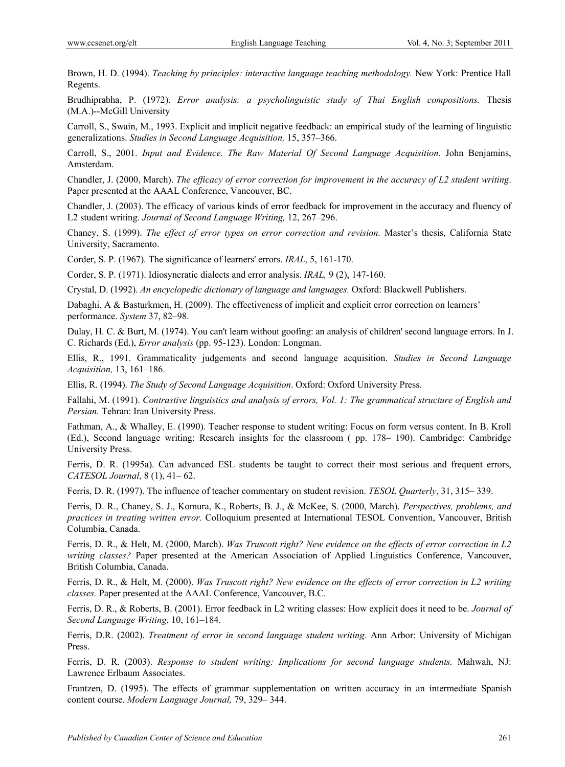Brown, H. D. (1994). *Teaching by principles: interactive language teaching methodology.* New York: Prentice Hall Regents.

Brudhiprabha, P. (1972). *Error analysis: a psycholinguistic study of Thai English compositions.* Thesis (M.A.)--McGill University

Carroll, S., Swain, M., 1993. Explicit and implicit negative feedback: an empirical study of the learning of linguistic generalizations. *Studies in Second Language Acquisition,* 15, 357–366.

Carroll, S., 2001. *Input and Evidence. The Raw Material Of Second Language Acquisition.* John Benjamins, Amsterdam.

Chandler, J. (2000, March). *The efficacy of error correction for improvement in the accuracy of L2 student writing*. Paper presented at the AAAL Conference, Vancouver, BC.

Chandler, J. (2003). The efficacy of various kinds of error feedback for improvement in the accuracy and fluency of L2 student writing. *Journal of Second Language Writing,* 12, 267–296.

Chaney, S. (1999). *The effect of error types on error correction and revision.* Master's thesis, California State University, Sacramento.

Corder, S. P. (1967). The significance of learners' errors. *IRAL*, 5, 161-170.

Corder, S. P. (1971). Idiosyncratic dialects and error analysis. *IRAL,* 9 (2), 147-160.

Crystal, D. (1992). *An encyclopedic dictionary of language and languages.* Oxford: Blackwell Publishers.

Dabaghi, A & Basturkmen, H. (2009). The effectiveness of implicit and explicit error correction on learners' performance. *System* 37, 82–98.

Dulay, H. C. & Burt, M. (1974). You can't learn without goofing: an analysis of children' second language errors. In J. C. Richards (Ed.), *Error analysis* (pp. 95-123). London: Longman.

Ellis, R., 1991. Grammaticality judgements and second language acquisition. *Studies in Second Language Acquisition,* 13, 161–186.

Ellis, R. (1994). *The Study of Second Language Acquisition*. Oxford: Oxford University Press.

Fallahi, M. (1991). *Contrastive linguistics and analysis of errors, Vol. 1: The grammatical structure of English and Persian.* Tehran: Iran University Press.

Fathman, A., & Whalley, E. (1990). Teacher response to student writing: Focus on form versus content. In B. Kroll (Ed.), Second language writing: Research insights for the classroom ( pp. 178– 190). Cambridge: Cambridge University Press.

Ferris, D. R. (1995a). Can advanced ESL students be taught to correct their most serious and frequent errors, *CATESOL Journal*, 8 (1), 41– 62.

Ferris, D. R. (1997). The influence of teacher commentary on student revision. *TESOL Quarterly*, 31, 315– 339.

Ferris, D. R., Chaney, S. J., Komura, K., Roberts, B. J., & McKee, S. (2000, March). *Perspectives, problems, and practices in treating written error.* Colloquium presented at International TESOL Convention, Vancouver, British Columbia, Canada.

Ferris, D. R., & Helt, M. (2000, March). *Was Truscott right? New evidence on the effects of error correction in L2 writing classes?* Paper presented at the American Association of Applied Linguistics Conference, Vancouver, British Columbia, Canada.

Ferris, D. R., & Helt, M. (2000). *Was Truscott right? New evidence on the effects of error correction in L2 writing classes.* Paper presented at the AAAL Conference, Vancouver, B.C.

Ferris, D. R., & Roberts, B. (2001). Error feedback in L2 writing classes: How explicit does it need to be. *Journal of Second Language Writing*, 10, 161–184.

Ferris, D.R. (2002). *Treatment of error in second language student writing.* Ann Arbor: University of Michigan Press.

Ferris, D. R. (2003). *Response to student writing: Implications for second language students.* Mahwah, NJ: Lawrence Erlbaum Associates.

Frantzen, D. (1995). The effects of grammar supplementation on written accuracy in an intermediate Spanish content course. *Modern Language Journal,* 79, 329– 344.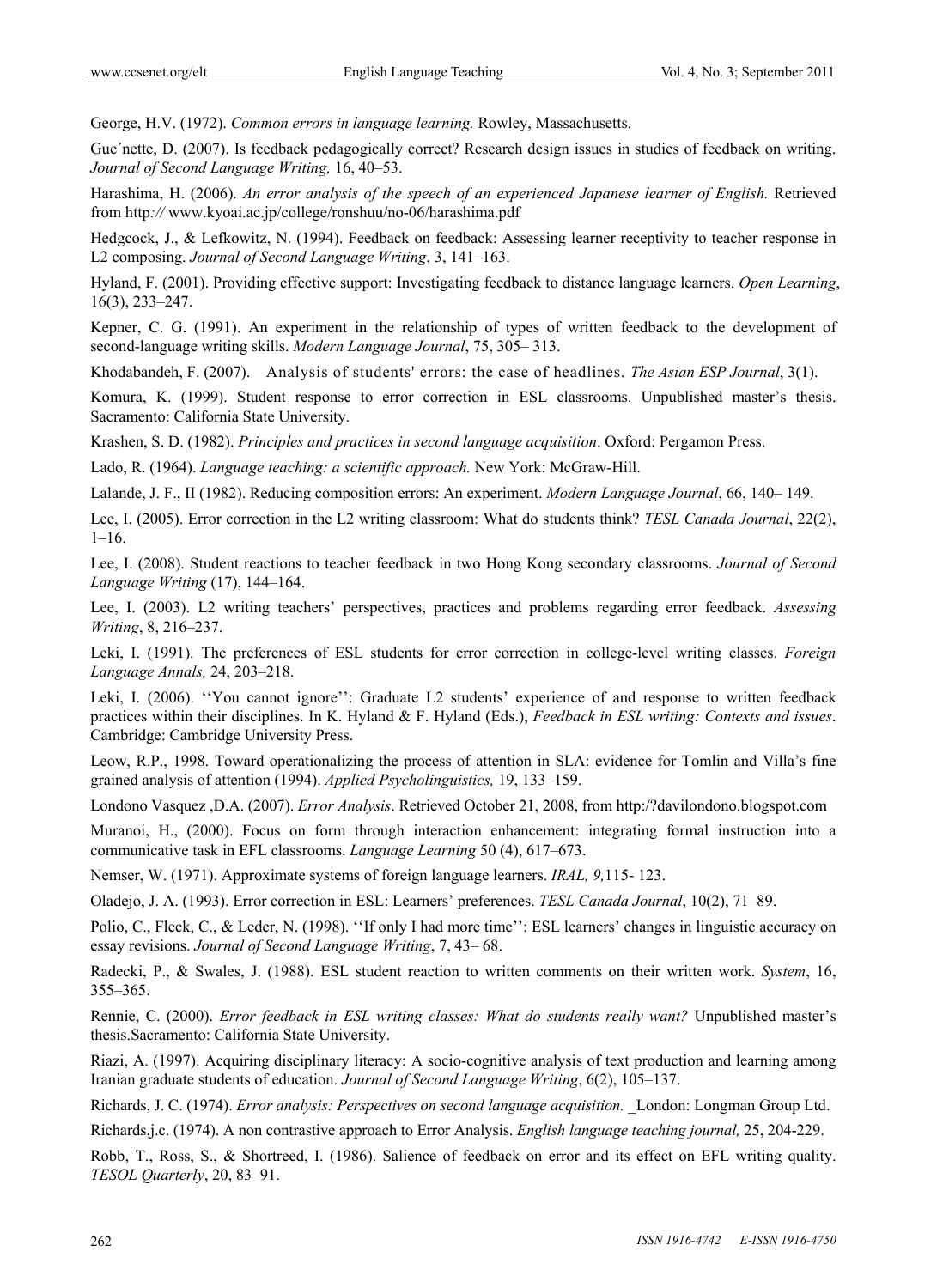George, H.V. (1972). *Common errors in language learning.* Rowley, Massachusetts.

Gue´nette, D. (2007). Is feedback pedagogically correct? Research design issues in studies of feedback on writing. *Journal of Second Language Writing,* 16, 40–53.

Harashima, H. (2006). *An error analysis of the speech of an experienced Japanese learner of English.* Retrieved from http*://* www.kyoai.ac.jp/college/ronshuu/no-06/harashima.pdf

Hedgcock, J., & Lefkowitz, N. (1994). Feedback on feedback: Assessing learner receptivity to teacher response in L2 composing. *Journal of Second Language Writing*, 3, 141–163.

Hyland, F. (2001). Providing effective support: Investigating feedback to distance language learners. *Open Learning*, 16(3), 233–247.

Kepner, C. G. (1991). An experiment in the relationship of types of written feedback to the development of second-language writing skills. *Modern Language Journal*, 75, 305– 313.

Khodabandeh, F. (2007). Analysis of students' errors: the case of headlines. *The Asian ESP Journal*, 3(1).

Komura, K. (1999). Student response to error correction in ESL classrooms. Unpublished master's thesis. Sacramento: California State University.

Krashen, S. D. (1982). *Principles and practices in second language acquisition*. Oxford: Pergamon Press.

Lado, R. (1964). *Language teaching: a scientific approach.* New York: McGraw-Hill.

Lalande, J. F., II (1982). Reducing composition errors: An experiment. *Modern Language Journal*, 66, 140– 149.

Lee, I. (2005). Error correction in the L2 writing classroom: What do students think? *TESL Canada Journal*, 22(2), 1–16.

Lee, I. (2008). Student reactions to teacher feedback in two Hong Kong secondary classrooms. *Journal of Second Language Writing* (17), 144–164.

Lee, I. (2003). L2 writing teachers' perspectives, practices and problems regarding error feedback. *Assessing Writing*, 8, 216–237.

Leki, I. (1991). The preferences of ESL students for error correction in college-level writing classes. *Foreign Language Annals,* 24, 203–218.

Leki, I. (2006). ''You cannot ignore'': Graduate L2 students' experience of and response to written feedback practices within their disciplines. In K. Hyland & F. Hyland (Eds.), *Feedback in ESL writing: Contexts and issues*. Cambridge: Cambridge University Press.

Leow, R.P., 1998. Toward operationalizing the process of attention in SLA: evidence for Tomlin and Villa's fine grained analysis of attention (1994). *Applied Psycholinguistics,* 19, 133–159.

Londono Vasquez ,D.A. (2007). *Error Analysis*. Retrieved October 21, 2008, from http:/?davilondono.blogspot.com

Muranoi, H., (2000). Focus on form through interaction enhancement: integrating formal instruction into a communicative task in EFL classrooms. *Language Learning* 50 (4), 617–673.

Nemser, W. (1971). Approximate systems of foreign language learners. *IRAL, 9,*115- 123.

Oladejo, J. A. (1993). Error correction in ESL: Learners' preferences. *TESL Canada Journal*, 10(2), 71–89.

Polio, C., Fleck, C., & Leder, N. (1998). ''If only I had more time'': ESL learners' changes in linguistic accuracy on essay revisions. *Journal of Second Language Writing*, 7, 43– 68.

Radecki, P., & Swales, J. (1988). ESL student reaction to written comments on their written work. *System*, 16, 355–365.

Rennie, C. (2000). *Error feedback in ESL writing classes: What do students really want?* Unpublished master's thesis.Sacramento: California State University.

Riazi, A. (1997). Acquiring disciplinary literacy: A socio-cognitive analysis of text production and learning among Iranian graduate students of education. *Journal of Second Language Writing*, 6(2), 105–137.

Richards, J. C. (1974). *Error analysis: Perspectives on second language acquisition.* _London: Longman Group Ltd.

Richards,j.c. (1974). A non contrastive approach to Error Analysis. *English language teaching journal,* 25, 204-229.

Robb, T., Ross, S., & Shortreed, I. (1986). Salience of feedback on error and its effect on EFL writing quality. *TESOL Quarterly*, 20, 83–91.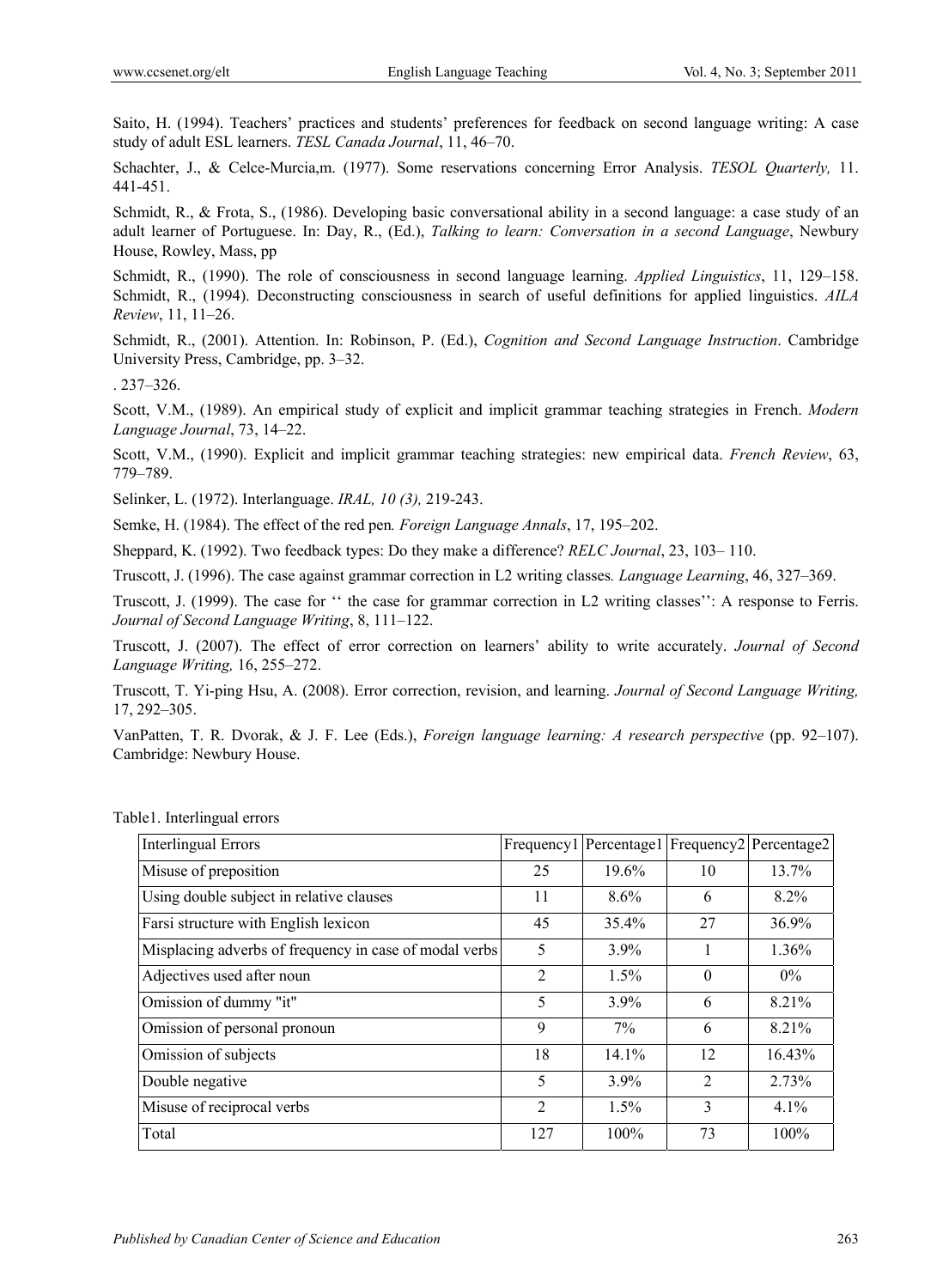Saito, H. (1994). Teachers' practices and students' preferences for feedback on second language writing: A case study of adult ESL learners. *TESL Canada Journal*, 11, 46–70.

Schachter, J., & Celce-Murcia,m. (1977). Some reservations concerning Error Analysis. *TESOL Quarterly,* 11. 441-451.

Schmidt, R., & Frota, S., (1986). Developing basic conversational ability in a second language: a case study of an adult learner of Portuguese. In: Day, R., (Ed.), *Talking to learn: Conversation in a second Language*, Newbury House, Rowley, Mass, pp

Schmidt, R., (1990). The role of consciousness in second language learning. *Applied Linguistics*, 11, 129–158. Schmidt, R., (1994). Deconstructing consciousness in search of useful definitions for applied linguistics. *AILA Review*, 11, 11–26.

Schmidt, R., (2001). Attention. In: Robinson, P. (Ed.), *Cognition and Second Language Instruction*. Cambridge University Press, Cambridge, pp. 3–32.

. 237–326.

Scott, V.M., (1989). An empirical study of explicit and implicit grammar teaching strategies in French. *Modern Language Journal*, 73, 14–22.

Scott, V.M., (1990). Explicit and implicit grammar teaching strategies: new empirical data. *French Review*, 63, 779–789.

Selinker, L. (1972). Interlanguage. *IRAL, 10 (3),* 219-243.

Semke, H. (1984). The effect of the red pen*. Foreign Language Annals*, 17, 195–202.

Sheppard, K. (1992). Two feedback types: Do they make a difference? *RELC Journal*, 23, 103– 110.

Truscott, J. (1996). The case against grammar correction in L2 writing classes*. Language Learning*, 46, 327–369.

Truscott, J. (1999). The case for '' the case for grammar correction in L2 writing classes'': A response to Ferris. *Journal of Second Language Writing*, 8, 111–122.

Truscott, J. (2007). The effect of error correction on learners' ability to write accurately. *Journal of Second Language Writing,* 16, 255–272.

Truscott, T. Yi-ping Hsu, A. (2008). Error correction, revision, and learning. *Journal of Second Language Writing,* 17, 292–305.

VanPatten, T. R. Dvorak, & J. F. Lee (Eds.), *Foreign language learning: A research perspective* (pp. 92–107). Cambridge: Newbury House.

Table1. Interlingual errors

| Interlingual Errors | Frequency1 | Percentage1 | Frequency2 | Percentage2 |
|---|---|---|---|---|
| Misuse of preposition | 25 | 19.6% | 10 | 13.7% |
| Using double subject in relative clauses | 11 | 8.6% | 6 | 8.2% |
| Farsi structure with English lexicon | 45 | 35.4% | 27 | 36.9% |
| Misplacing adverbs of frequency in case of modal verbs | 5 | 3.9% | 1 | 1.36% |
| Adjectives used after noun | 2 | 1.5% | 0 | 0% |
| Omission of dummy "it" | 5 | 3.9% | 6 | 8.21% |
| Omission of personal pronoun | 9 | 7% | 6 | 8.21% |
| Omission of subjects | 18 | 14.1% | 12 | 16.43% |
| Double negative | 5 | 3.9% | 2 | 2.73% |
| Misuse of reciprocal verbs | 2 | 1.5% | 3 | 4.1% |
| Total | 127 | 100% | 73 | 100% |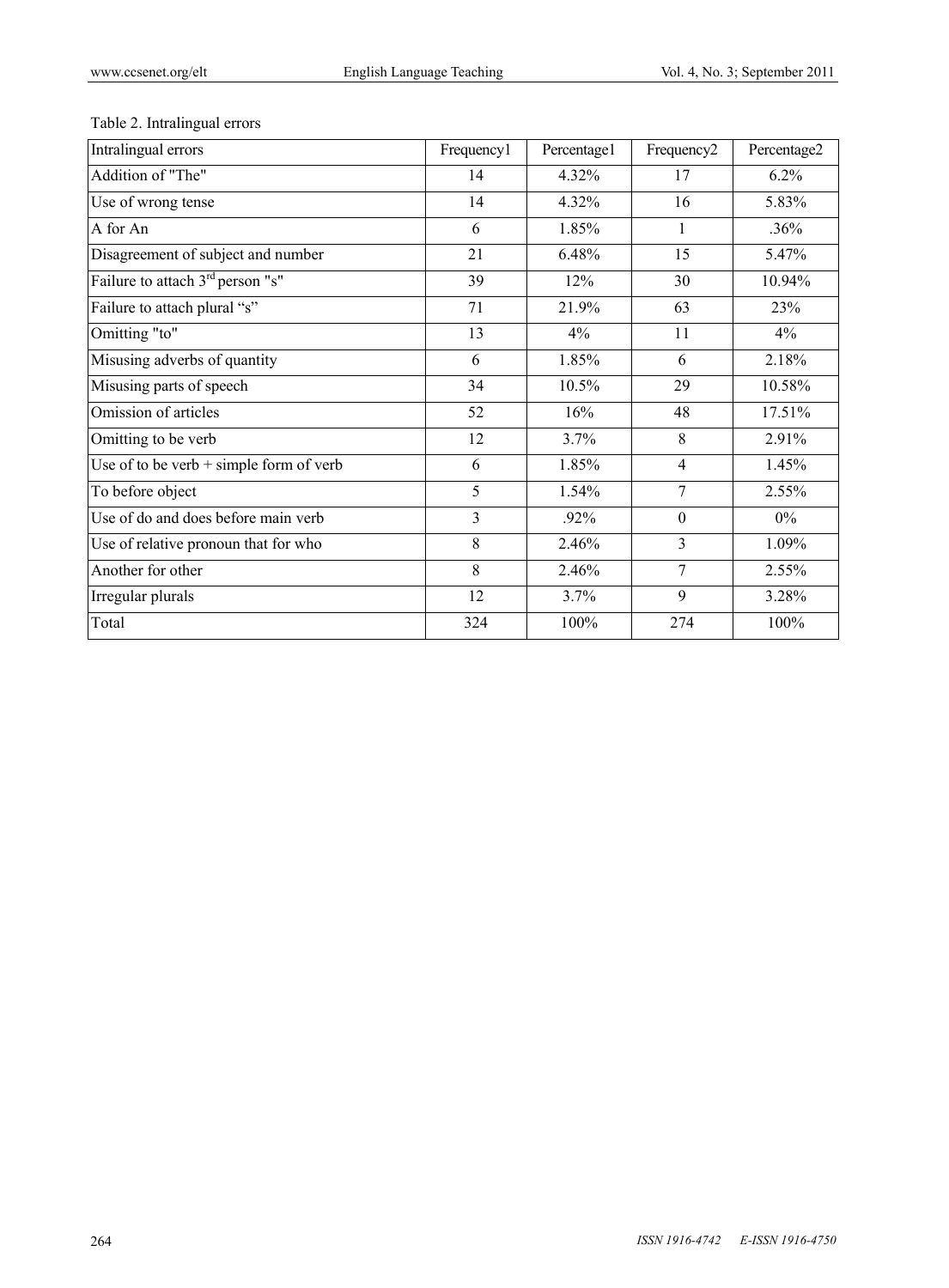Table 2. Intralingual errors

| Intralingual errors | Frequency1 | Percentage1 | Frequency2 | Percentage2 |
|---|---|---|---|---|
| Addition of "The" | 14 | 4.32% | 17 | 6.2% |
| Use of wrong tense | 14 | 4.32% | 16 | 5.83% |
| A for An | 6 | 1.85% | 1 | .36% |
| Disagreement of subject and number | 21 | 6.48% | 15 | 5.47% |
| Failure to attach 3rd person "s" | 39 | 12% | 30 | 10.94% |
| Failure to attach plural "s" | 71 | 21.9% | 63 | 23% |
| Omitting "to" | 13 | 4% | 11 | 4% |
| Misusing adverbs of quantity | 6 | 1.85% | 6 | 2.18% |
| Misusing parts of speech | 34 | 10.5% | 29 | 10.58% |
| Omission of articles | 52 | 16% | 48 | 17.51% |
| Omitting to be verb | 12 | 3.7% | 8 | 2.91% |
| Use of to be verb + simple form of verb | 6 | 1.85% | 4 | 1.45% |
| To before object | 5 | 1.54% | 7 | 2.55% |
| Use of do and does before main verb | 3 | .92% | 0 | 0% |
| Use of relative pronoun that for who | 8 | 2.46% | 3 | 1.09% |
| Another for other | 8 | 2.46% | 7 | 2.55% |
| Irregular plurals | 12 | 3.7% | 9 | 3.28% |
| Total | 324 | 100% | 274 | 100% |